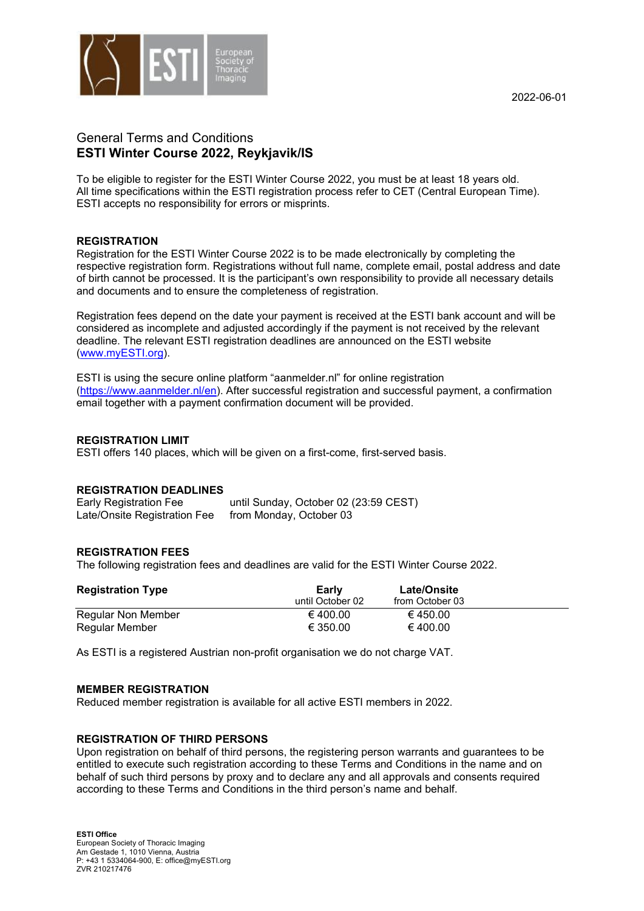2022-06-01

# General Terms and Conditions
## ESTI Winter Course 2022, Reykjavik/IS

To be eligible to register for the ESTI Winter Course 2022, you must be at least 18 years old. All time specifications within the ESTI registration process refer to CET (Central European Time). ESTI accepts no responsibility for errors or misprints.

### REGISTRATION

Registration for the ESTI Winter Course 2022 is to be made electronically by completing the respective registration form. Registrations without full name, complete email, postal address and date of birth cannot be processed. It is the participant's own responsibility to provide all necessary details and documents and to ensure the completeness of registration.

Registration fees depend on the date your payment is received at the ESTI bank account and will be considered as incomplete and adjusted accordingly if the payment is not received by the relevant deadline. The relevant ESTI registration deadlines are announced on the ESTI website (www.myESTI.org).

ESTI is using the secure online platform "aanmelder.nl" for online registration (https://www.aanmelder.nl/en). After successful registration and successful payment, a confirmation email together with a payment confirmation document will be provided.

### REGISTRATION LIMIT

ESTI offers 140 places, which will be given on a first-come, first-served basis.

### REGISTRATION DEADLINES

| | |
|---|---|
| Early Registration Fee | until Sunday, October 02 (23:59 CEST) |
| Late/Onsite Registration Fee | from Monday, October 03 |

### REGISTRATION FEES

The following registration fees and deadlines are valid for the ESTI Winter Course 2022.

| Registration Type | Early until October 02 | Late/Onsite from October 03 |
|---|---|---|
| Regular Non Member | € 400.00 | € 450.00 |
| Regular Member | € 350.00 | € 400.00 |

As ESTI is a registered Austrian non-profit organisation we do not charge VAT.

### MEMBER REGISTRATION

Reduced member registration is available for all active ESTI members in 2022.

### REGISTRATION OF THIRD PERSONS

Upon registration on behalf of third persons, the registering person warrants and guarantees to be entitled to execute such registration according to these Terms and Conditions in the name and on behalf of such third persons by proxy and to declare any and all approvals and consents required according to these Terms and Conditions in the third person's name and behalf.

**ESTI Office**
European Society of Thoracic Imaging
Am Gestade 1, 1010 Vienna, Austria
P: +43 1 5334064-900, E: office@myESTI.org
ZVR 210217476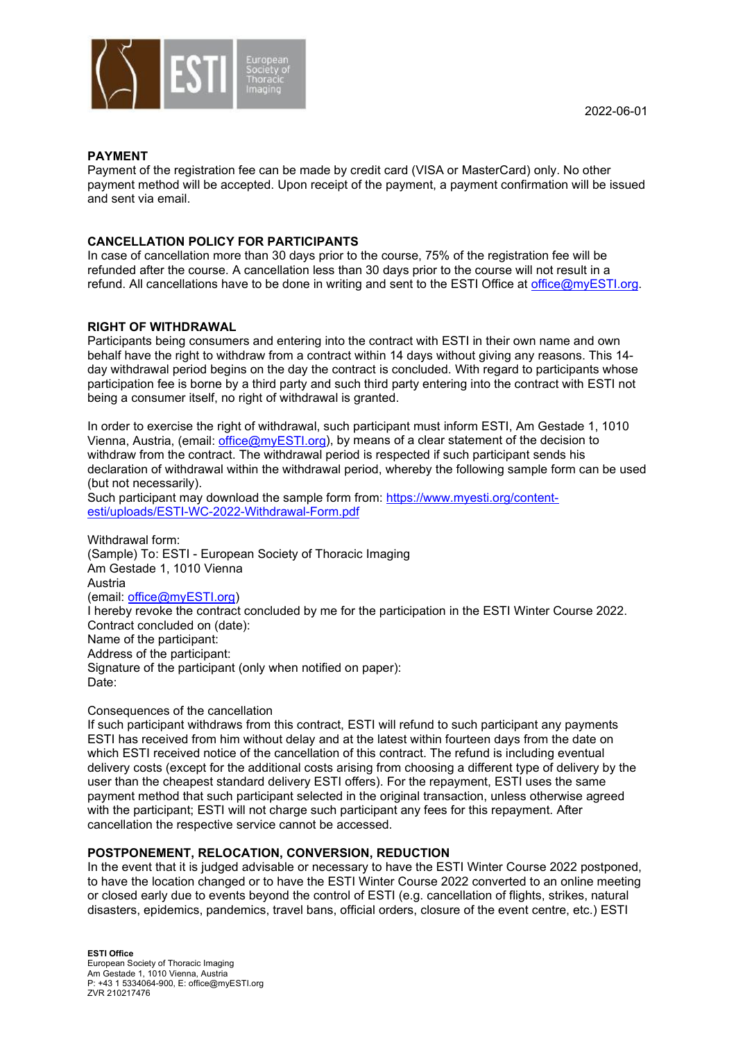2022-06-01

## PAYMENT

Payment of the registration fee can be made by credit card (VISA or MasterCard) only. No other payment method will be accepted. Upon receipt of the payment, a payment confirmation will be issued and sent via email.

## CANCELLATION POLICY FOR PARTICIPANTS

In case of cancellation more than 30 days prior to the course, 75% of the registration fee will be refunded after the course. A cancellation less than 30 days prior to the course will not result in a refund. All cancellations have to be done in writing and sent to the ESTI Office at office@myESTI.org.

## RIGHT OF WITHDRAWAL

Participants being consumers and entering into the contract with ESTI in their own name and own behalf have the right to withdraw from a contract within 14 days without giving any reasons. This 14-day withdrawal period begins on the day the contract is concluded. With regard to participants whose participation fee is borne by a third party and such third party entering into the contract with ESTI not being a consumer itself, no right of withdrawal is granted.

In order to exercise the right of withdrawal, such participant must inform ESTI, Am Gestade 1, 1010 Vienna, Austria, (email: office@myESTI.org), by means of a clear statement of the decision to withdraw from the contract. The withdrawal period is respected if such participant sends his declaration of withdrawal within the withdrawal period, whereby the following sample form can be used (but not necessarily).
Such participant may download the sample form from: https://www.myesti.org/content-esti/uploads/ESTI-WC-2022-Withdrawal-Form.pdf

Withdrawal form:
(Sample) To: ESTI - European Society of Thoracic Imaging
Am Gestade 1, 1010 Vienna
Austria
(email: office@myESTI.org)
I hereby revoke the contract concluded by me for the participation in the ESTI Winter Course 2022.
Contract concluded on (date):
Name of the participant:
Address of the participant:
Signature of the participant (only when notified on paper):
Date:

Consequences of the cancellation
If such participant withdraws from this contract, ESTI will refund to such participant any payments ESTI has received from him without delay and at the latest within fourteen days from the date on which ESTI received notice of the cancellation of this contract. The refund is including eventual delivery costs (except for the additional costs arising from choosing a different type of delivery by the user than the cheapest standard delivery ESTI offers). For the repayment, ESTI uses the same payment method that such participant selected in the original transaction, unless otherwise agreed with the participant; ESTI will not charge such participant any fees for this repayment. After cancellation the respective service cannot be accessed.

## POSTPONEMENT, RELOCATION, CONVERSION, REDUCTION

In the event that it is judged advisable or necessary to have the ESTI Winter Course 2022 postponed, to have the location changed or to have the ESTI Winter Course 2022 converted to an online meeting or closed early due to events beyond the control of ESTI (e.g. cancellation of flights, strikes, natural disasters, epidemics, pandemics, travel bans, official orders, closure of the event centre, etc.) ESTI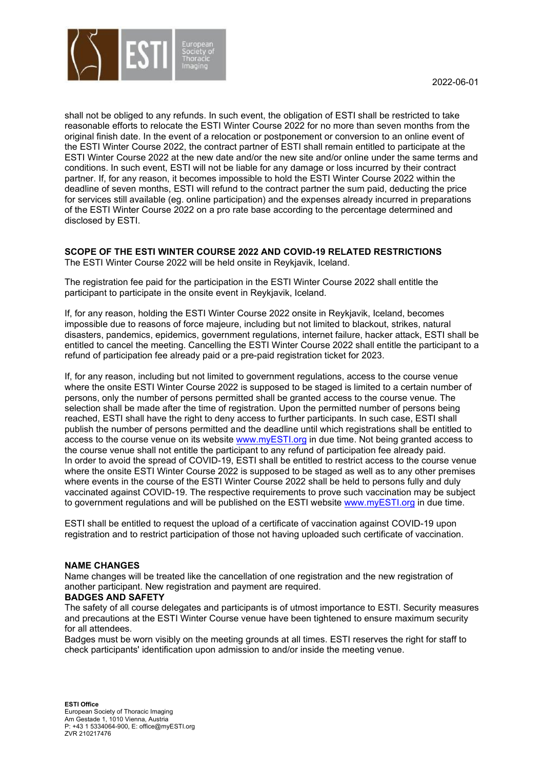shall not be obliged to any refunds. In such event, the obligation of ESTI shall be restricted to take reasonable efforts to relocate the ESTI Winter Course 2022 for no more than seven months from the original finish date. In the event of a relocation or postponement or conversion to an online event of the ESTI Winter Course 2022, the contract partner of ESTI shall remain entitled to participate at the ESTI Winter Course 2022 at the new date and/or the new site and/or online under the same terms and conditions. In such event, ESTI will not be liable for any damage or loss incurred by their contract partner. If, for any reason, it becomes impossible to hold the ESTI Winter Course 2022 within the deadline of seven months, ESTI will refund to the contract partner the sum paid, deducting the price for services still available (eg. online participation) and the expenses already incurred in preparations of the ESTI Winter Course 2022 on a pro rate base according to the percentage determined and disclosed by ESTI.

## SCOPE OF THE ESTI WINTER COURSE 2022 AND COVID-19 RELATED RESTRICTIONS

The ESTI Winter Course 2022 will be held onsite in Reykjavik, Iceland.

The registration fee paid for the participation in the ESTI Winter Course 2022 shall entitle the participant to participate in the onsite event in Reykjavik, Iceland.

If, for any reason, holding the ESTI Winter Course 2022 onsite in Reykjavik, Iceland, becomes impossible due to reasons of force majeure, including but not limited to blackout, strikes, natural disasters, pandemics, epidemics, government regulations, internet failure, hacker attack, ESTI shall be entitled to cancel the meeting. Cancelling the ESTI Winter Course 2022 shall entitle the participant to a refund of participation fee already paid or a pre-paid registration ticket for 2023.

If, for any reason, including but not limited to government regulations, access to the course venue where the onsite ESTI Winter Course 2022 is supposed to be staged is limited to a certain number of persons, only the number of persons permitted shall be granted access to the course venue. The selection shall be made after the time of registration. Upon the permitted number of persons being reached, ESTI shall have the right to deny access to further participants. In such case, ESTI shall publish the number of persons permitted and the deadline until which registrations shall be entitled to access to the course venue on its website www.myESTI.org in due time. Not being granted access to the course venue shall not entitle the participant to any refund of participation fee already paid.
In order to avoid the spread of COVID-19, ESTI shall be entitled to restrict access to the course venue where the onsite ESTI Winter Course 2022 is supposed to be staged as well as to any other premises where events in the course of the ESTI Winter Course 2022 shall be held to persons fully and duly vaccinated against COVID-19. The respective requirements to prove such vaccination may be subject to government regulations and will be published on the ESTI website www.myESTI.org in due time.

ESTI shall be entitled to request the upload of a certificate of vaccination against COVID-19 upon registration and to restrict participation of those not having uploaded such certificate of vaccination.

## NAME CHANGES

Name changes will be treated like the cancellation of one registration and the new registration of another participant. New registration and payment are required.

## BADGES AND SAFETY

The safety of all course delegates and participants is of utmost importance to ESTI. Security measures and precautions at the ESTI Winter Course venue have been tightened to ensure maximum security for all attendees.
Badges must be worn visibly on the meeting grounds at all times. ESTI reserves the right for staff to check participants' identification upon admission to and/or inside the meeting venue.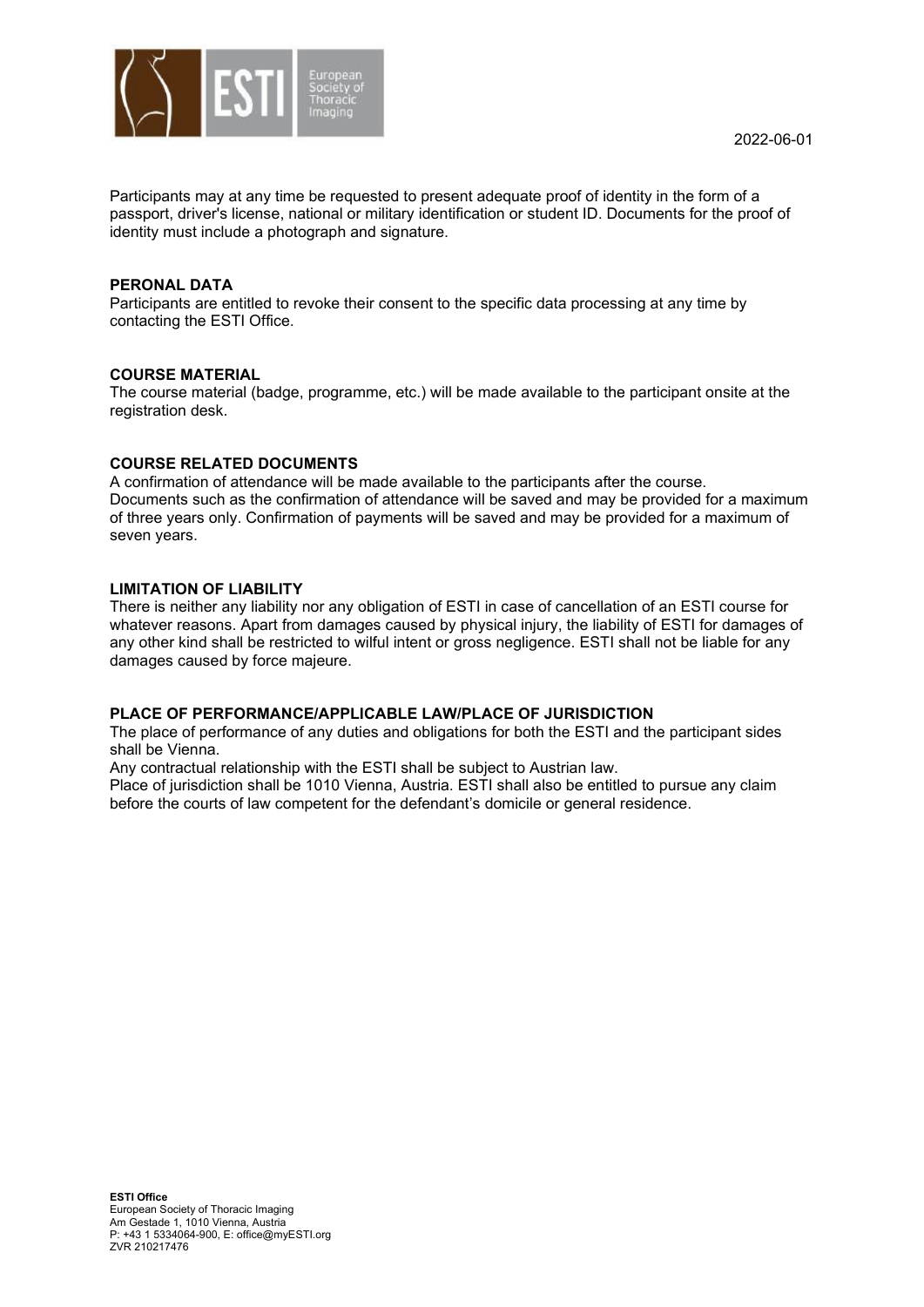2022-06-01

Participants may at any time be requested to present adequate proof of identity in the form of a passport, driver's license, national or military identification or student ID. Documents for the proof of identity must include a photograph and signature.

**PERONAL DATA**

Participants are entitled to revoke their consent to the specific data processing at any time by contacting the ESTI Office.

**COURSE MATERIAL**

The course material (badge, programme, etc.) will be made available to the participant onsite at the registration desk.

**COURSE RELATED DOCUMENTS**

A confirmation of attendance will be made available to the participants after the course. Documents such as the confirmation of attendance will be saved and may be provided for a maximum of three years only. Confirmation of payments will be saved and may be provided for a maximum of seven years.

**LIMITATION OF LIABILITY**

There is neither any liability nor any obligation of ESTI in case of cancellation of an ESTI course for whatever reasons. Apart from damages caused by physical injury, the liability of ESTI for damages of any other kind shall be restricted to wilful intent or gross negligence. ESTI shall not be liable for any damages caused by force majeure.

**PLACE OF PERFORMANCE/APPLICABLE LAW/PLACE OF JURISDICTION**

The place of performance of any duties and obligations for both the ESTI and the participant sides shall be Vienna.

Any contractual relationship with the ESTI shall be subject to Austrian law.

Place of jurisdiction shall be 1010 Vienna, Austria. ESTI shall also be entitled to pursue any claim before the courts of law competent for the defendant's domicile or general residence.

**ESTI Office**
European Society of Thoracic Imaging
Am Gestade 1, 1010 Vienna, Austria
P: +43 1 5334064-900, E: office@myESTI.org
ZVR 210217476